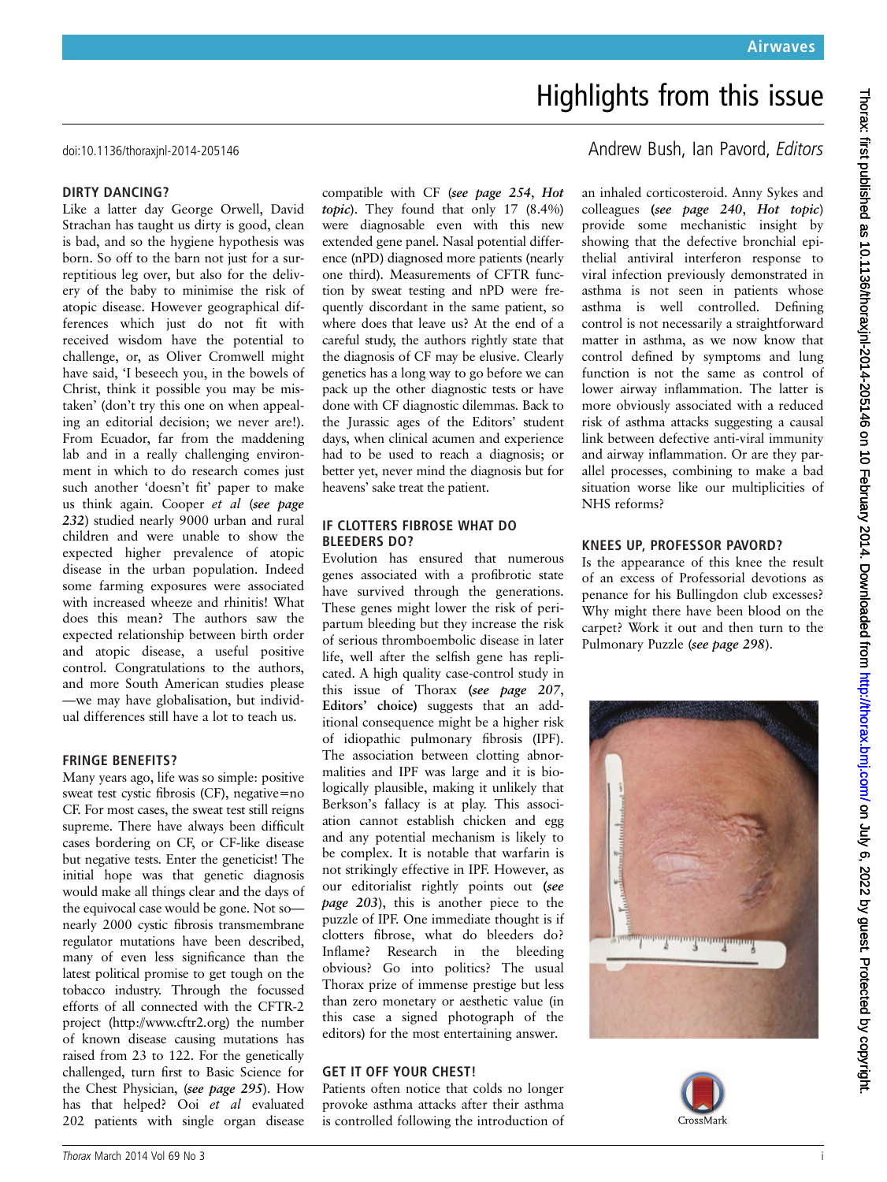# Highlights from this issue

doi:10.1136/thoraxjnl-2014-205146

Andrew Bush, Ian Pavord, *Editors*

## DIRTY DANCING?

Like a latter day George Orwell, David Strachan has taught us dirty is good, clean is bad, and so the hygiene hypothesis was born. So off to the barn not just for a surreptitious leg over, but also for the delivery of the baby to minimise the risk of atopic disease. However geographical differences which just do not fit with received wisdom have the potential to challenge, or, as Oliver Cromwell might have said, 'I beseech you, in the bowels of Christ, think it possible you may be mistaken' (don't try this one on when appealing an editorial decision; we never are!). From Ecuador, far from the maddening lab and in a really challenging environment in which to do research comes just such another 'doesn't fit' paper to make us think again. Cooper *et al* (***see page 232***) studied nearly 9000 urban and rural children and were unable to show the expected higher prevalence of atopic disease in the urban population. Indeed some farming exposures were associated with increased wheeze and rhinitis! What does this mean? The authors saw the expected relationship between birth order and atopic disease, a useful positive control. Congratulations to the authors, and more South American studies please —we may have globalisation, but individual differences still have a lot to teach us.

## FRINGE BENEFITS?

Many years ago, life was so simple: positive sweat test cystic fibrosis (CF), negative=no CF. For most cases, the sweat test still reigns supreme. There have always been difficult cases bordering on CF, or CF-like disease but negative tests. Enter the geneticist! The initial hope was that genetic diagnosis would make all things clear and the days of the equivocal case would be gone. Not so— nearly 2000 cystic fibrosis transmembrane regulator mutations have been described, many of even less significance than the latest political promise to get tough on the tobacco industry. Through the focussed efforts of all connected with the CFTR-2 project (http://www.cftr2.org) the number of known disease causing mutations has raised from 23 to 122. For the genetically challenged, turn first to Basic Science for the Chest Physician, (***see page 295***). How has that helped? Ooi *et al* evaluated 202 patients with single organ disease compatible with CF (***see page 254***, ***Hot topic***). They found that only 17 (8.4%) were diagnosable even with this new extended gene panel. Nasal potential difference (nPD) diagnosed more patients (nearly one third). Measurements of CFTR function by sweat testing and nPD were frequently discordant in the same patient, so where does that leave us? At the end of a careful study, the authors rightly state that the diagnosis of CF may be elusive. Clearly genetics has a long way to go before we can pack up the other diagnostic tests or have done with CF diagnostic dilemmas. Back to the Jurassic ages of the Editors' student days, when clinical acumen and experience had to be used to reach a diagnosis; or better yet, never mind the diagnosis but for heavens' sake treat the patient.

## IF CLOTTERS FIBROSE WHAT DO BLEEDERS DO?

Evolution has ensured that numerous genes associated with a profibrotic state have survived through the generations. These genes might lower the risk of peripartum bleeding but they increase the risk of serious thromboembolic disease in later life, well after the selfish gene has replicated. A high quality case-control study in this issue of Thorax (***see page 207***, **Editors' choice**) suggests that an additional consequence might be a higher risk of idiopathic pulmonary fibrosis (IPF). The association between clotting abnormalities and IPF was large and it is biologically plausible, making it unlikely that Berkson's fallacy is at play. This association cannot establish chicken and egg and any potential mechanism is likely to be complex. It is notable that warfarin is not strikingly effective in IPF. However, as our editorialist rightly points out (***see page 203***), this is another piece to the puzzle of IPF. One immediate thought is if clotters fibrose, what do bleeders do? Inflame? Research in the bleeding obvious? Go into politics? The usual Thorax prize of immense prestige but less than zero monetary or aesthetic value (in this case a signed photograph of the editors) for the most entertaining answer.

## GET IT OFF YOUR CHEST!

Patients often notice that colds no longer provoke asthma attacks after their asthma is controlled following the introduction of an inhaled corticosteroid. Anny Sykes and colleagues (***see page 240***, ***Hot topic***) provide some mechanistic insight by showing that the defective bronchial epithelial antiviral interferon response to viral infection previously demonstrated in asthma is not seen in patients whose asthma is well controlled. Defining control is not necessarily a straightforward matter in asthma, as we now know that control defined by symptoms and lung function is not the same as control of lower airway inflammation. The latter is more obviously associated with a reduced risk of asthma attacks suggesting a causal link between defective anti-viral immunity and airway inflammation. Or are they parallel processes, combining to make a bad situation worse like our multiplicities of NHS reforms?

## KNEES UP, PROFESSOR PAVORD?

Is the appearance of this knee the result of an excess of Professorial devotions as penance for his Bullingdon club excesses? Why might there have been blood on the carpet? Work it out and then turn to the Pulmonary Puzzle (***see page 298***).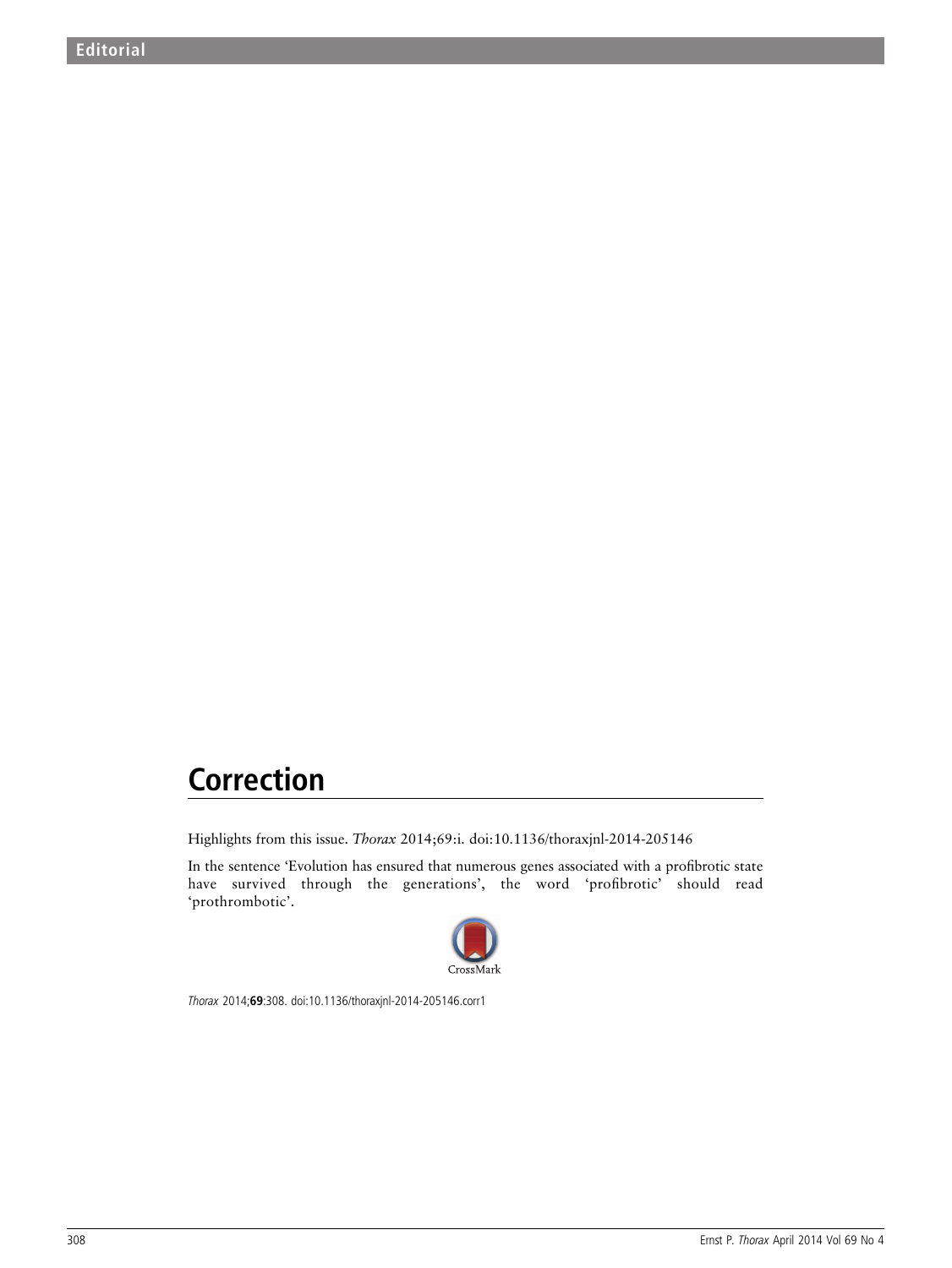# Correction

Highlights from this issue. *Thorax* 2014;69:i. doi:10.1136/thoraxjnl-2014-205146

In the sentence 'Evolution has ensured that numerous genes associated with a profibrotic state have survived through the generations', the word 'profibrotic' should read 'prothrombotic'.

*Thorax* 2014;**69**:308. doi:10.1136/thoraxjnl-2014-205146.corr1